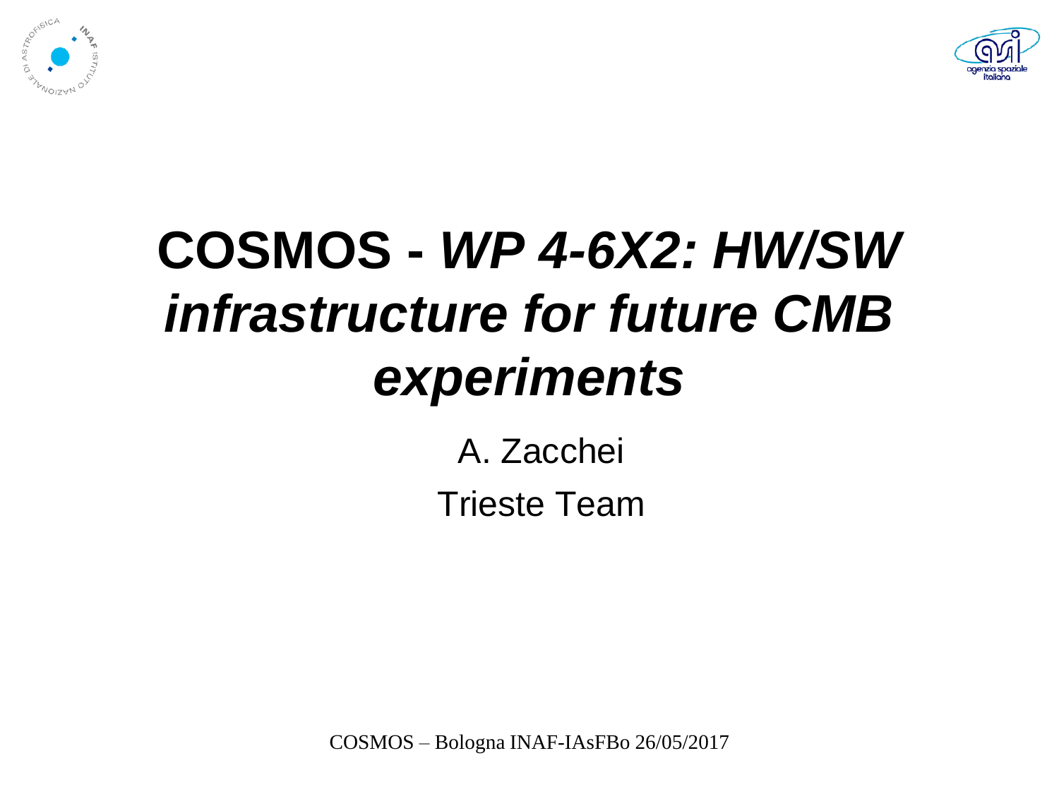# COSMOS - *WP 4-6X2: HW/SW infrastructure for future CMB experiments*

A. Zacchei

Trieste Team

COSMOS – Bologna INAF-IAsFBo 26/05/2017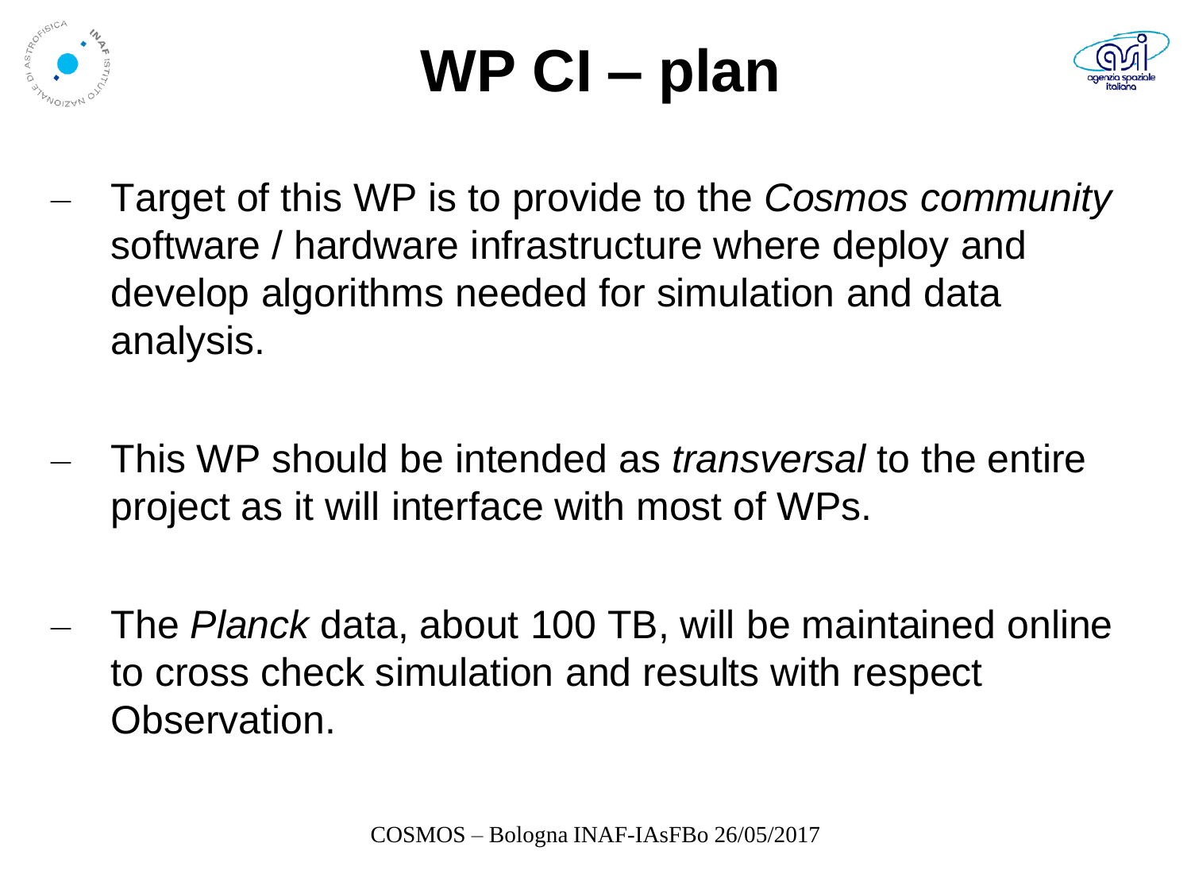# WP CI – plan

- Target of this WP is to provide to the *Cosmos community* software / hardware infrastructure where deploy and develop algorithms needed for simulation and data analysis.

- This WP should be intended as *transversal* to the entire project as it will interface with most of WPs.

- The *Planck* data, about 100 TB, will be maintained online to cross check simulation and results with respect Observation.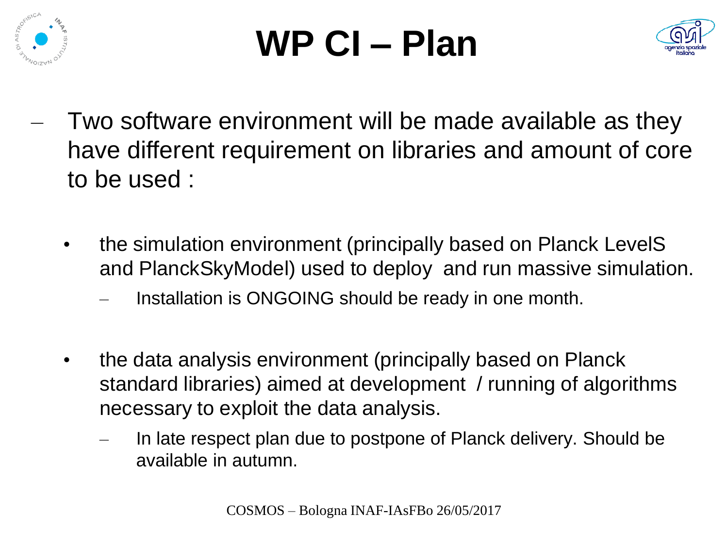# WP CI – Plan

- Two software environment will be made available as they have different requirement on libraries and amount of core to be used :

  - the simulation environment (principally based on Planck LevelS and PlanckSkyModel) used to deploy and run massive simulation.
    - Installation is ONGOING should be ready in one month.

  - the data analysis environment (principally based on Planck standard libraries) aimed at development / running of algorithms necessary to exploit the data analysis.
    - In late respect plan due to postpone of Planck delivery. Should be available in autumn.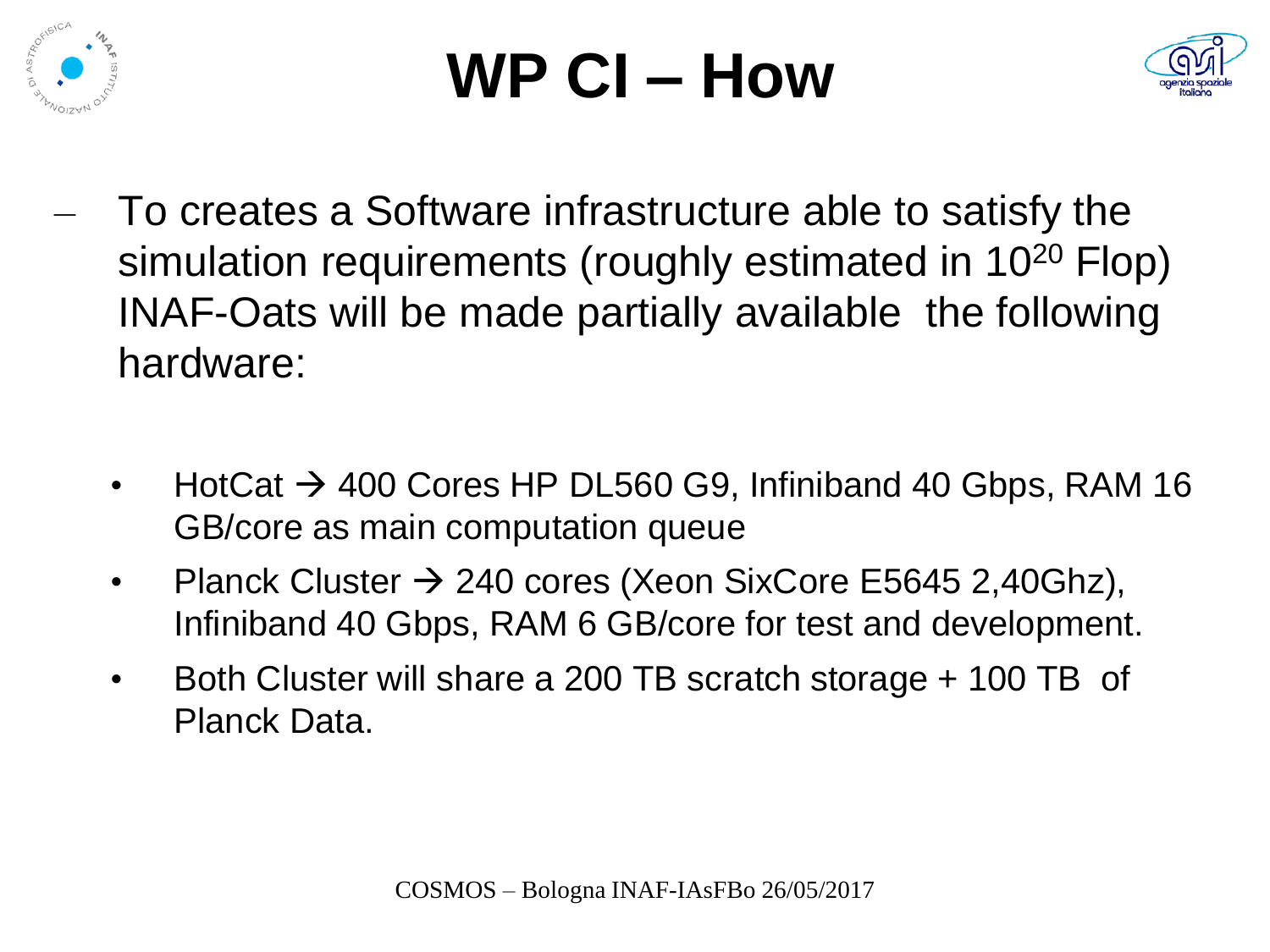# WP CI – How

- To creates a Software infrastructure able to satisfy the simulation requirements (roughly estimated in $10^{20}$ Flop) INAF-Oats will be made partially available the following hardware:

  - HotCat → 400 Cores HP DL560 G9, Infiniband 40 Gbps, RAM 16 GB/core as main computation queue
  - Planck Cluster → 240 cores (Xeon SixCore E5645 2,40Ghz), Infiniband 40 Gbps, RAM 6 GB/core for test and development.
  - Both Cluster will share a 200 TB scratch storage + 100 TB of Planck Data.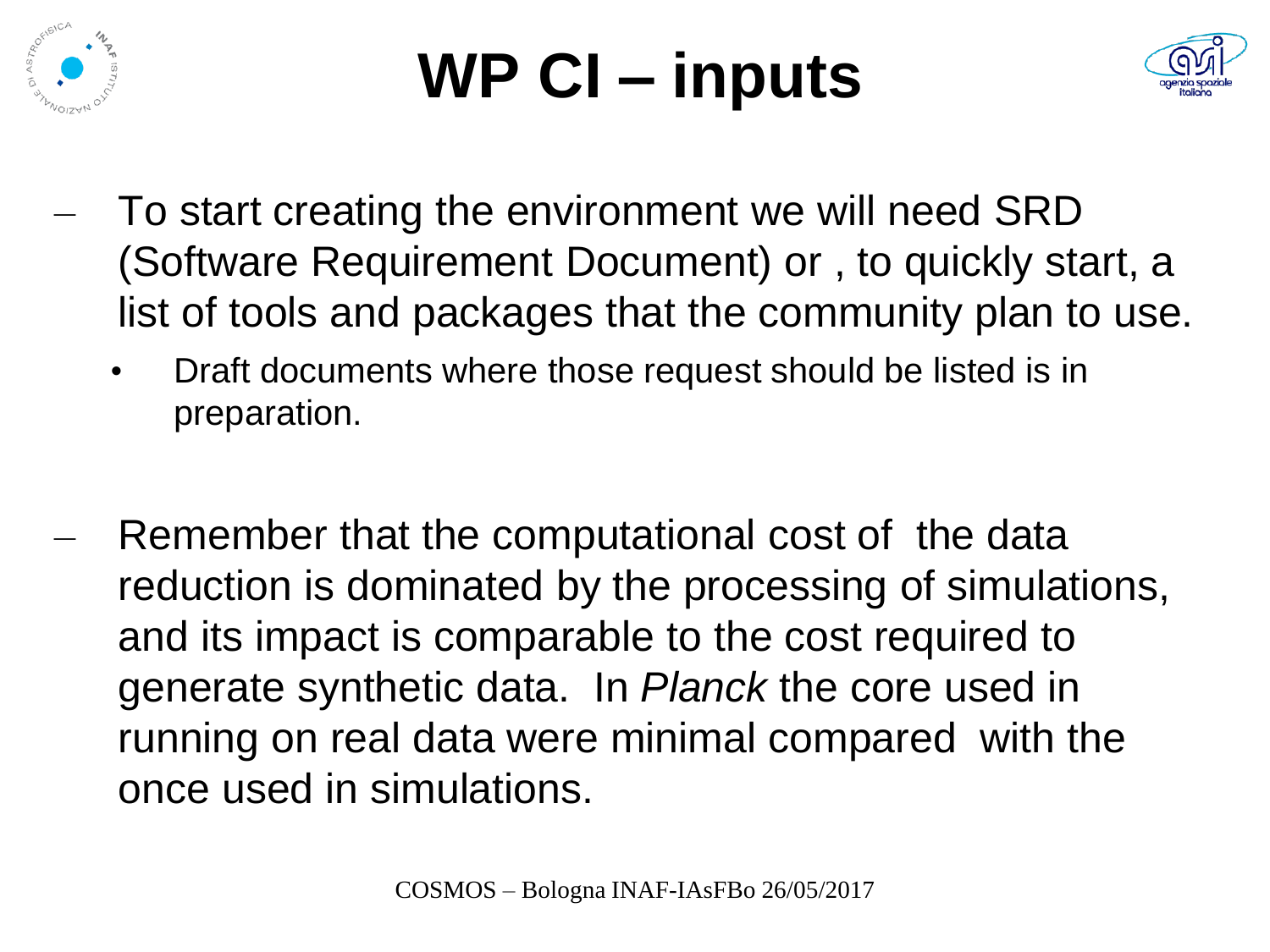# WP CI – inputs

- To start creating the environment we will need SRD (Software Requirement Document) or , to quickly start, a list of tools and packages that the community plan to use.
  - Draft documents where those request should be listed is in preparation.

- Remember that the computational cost of the data reduction is dominated by the processing of simulations, and its impact is comparable to the cost required to generate synthetic data. In *Planck* the core used in running on real data were minimal compared with the once used in simulations.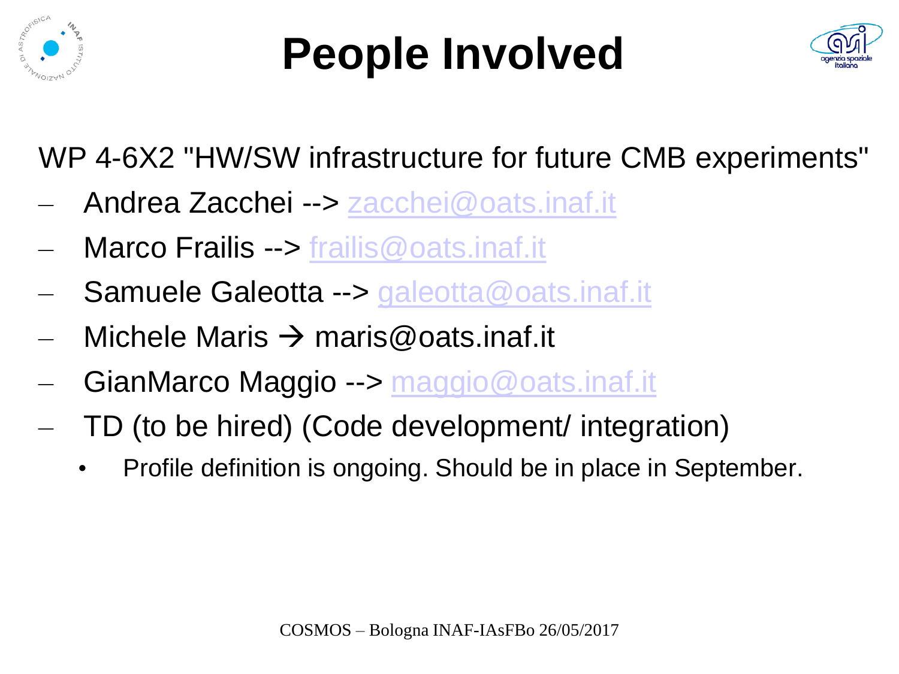# People Involved

WP 4-6X2 "HW/SW infrastructure for future CMB experiments"

- Andrea Zacchei --> zacchei@oats.inaf.it
- Marco Frailis --> frailis@oats.inaf.it
- Samuele Galeotta --> galeotta@oats.inaf.it
- Michele Maris → maris@oats.inaf.it
- GianMarco Maggio --> maggio@oats.inaf.it
- TD (to be hired) (Code development/ integration)
  - Profile definition is ongoing. Should be in place in September.